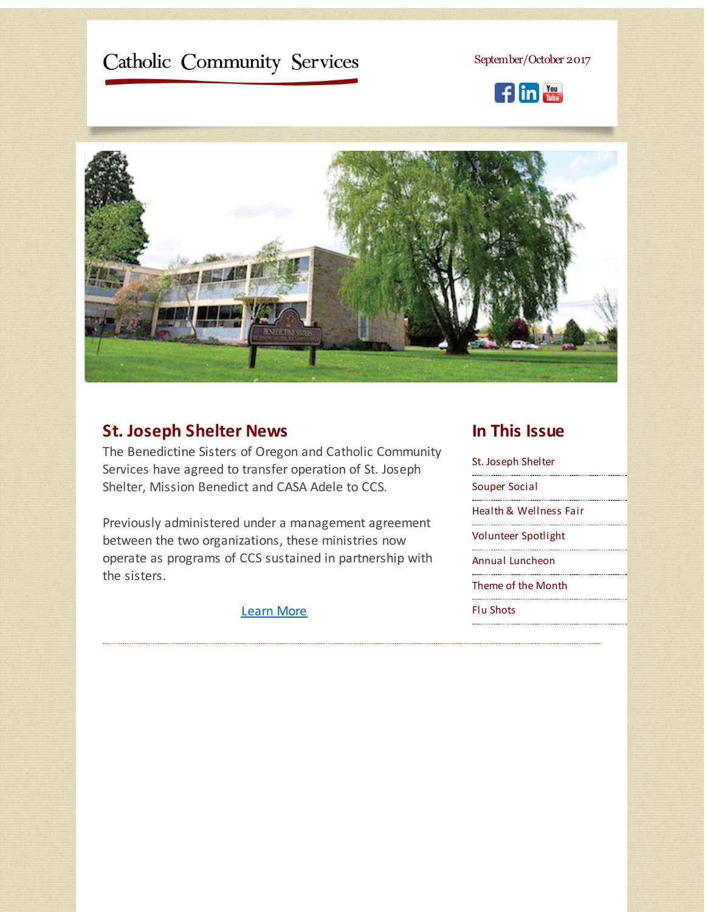# Catholic Community Services

September/October 2017

## St. Joseph Shelter News

The Benedictine Sisters of Oregon and Catholic Community Services have agreed to transfer operation of St. Joseph Shelter, Mission Benedict and CASA Adele to CCS.

Previously administered under a management agreement between the two organizations, these ministries now operate as programs of CCS sustained in partnership with the sisters.

Learn More

## In This Issue

- St. Joseph Shelter
- Souper Social
- Health & Wellness Fair
- Volunteer Spotlight
- Annual Luncheon
- Theme of the Month
- Flu Shots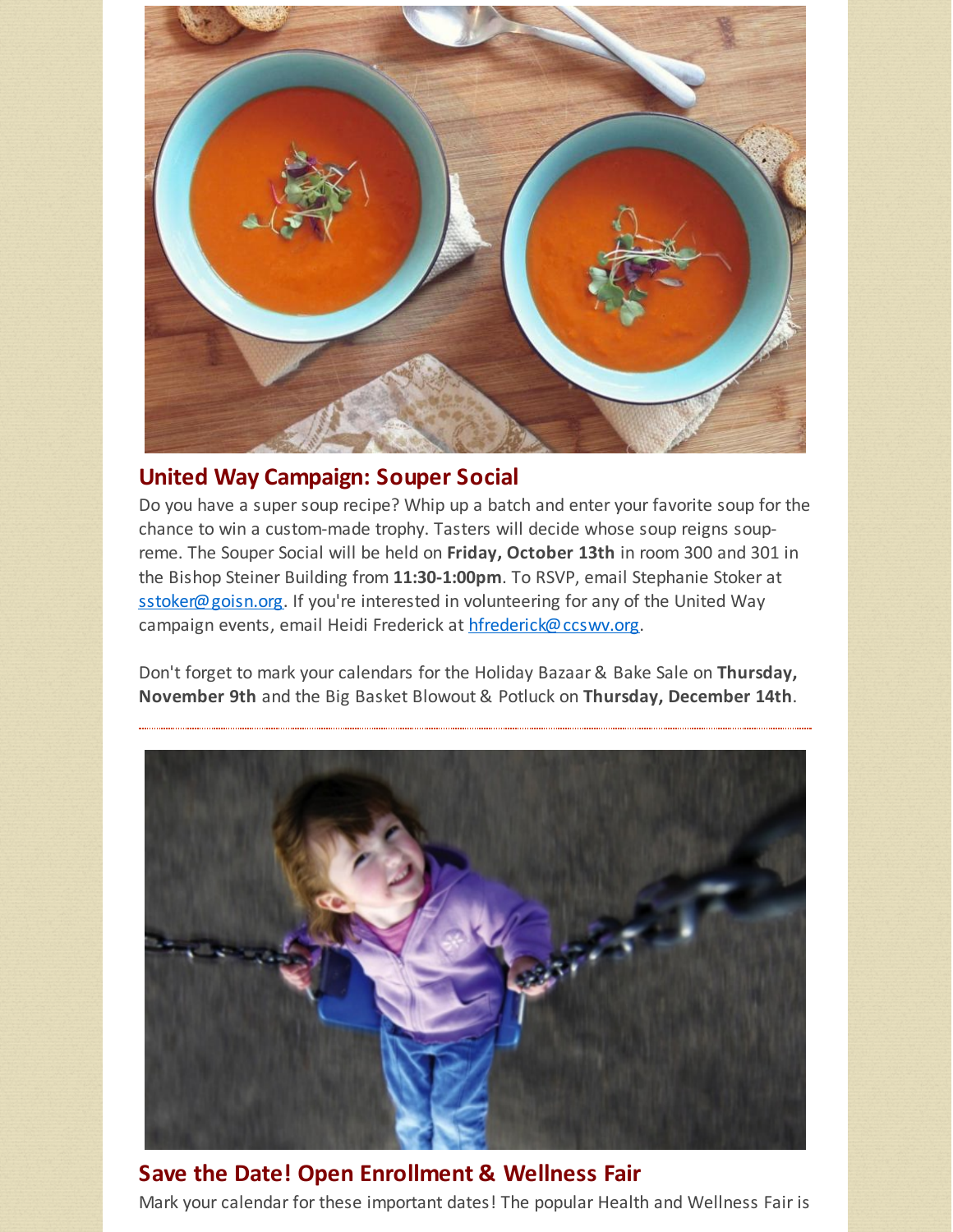## United Way Campaign: Souper Social

Do you have a super soup recipe? Whip up a batch and enter your favorite soup for the chance to win a custom-made trophy. Tasters will decide whose soup reigns soup-reme. The Souper Social will be held on **Friday, October 13th** in room 300 and 301 in the Bishop Steiner Building from **11:30-1:00pm**. To RSVP, email Stephanie Stoker at sstoker@goisn.org. If you're interested in volunteering for any of the United Way campaign events, email Heidi Frederick at hfrederick@ccswv.org.

Don't forget to mark your calendars for the Holiday Bazaar & Bake Sale on **Thursday, November 9th** and the Big Basket Blowout & Potluck on **Thursday, December 14th**.

---

## Save the Date! Open Enrollment & Wellness Fair

Mark your calendar for these important dates! The popular Health and Wellness Fair is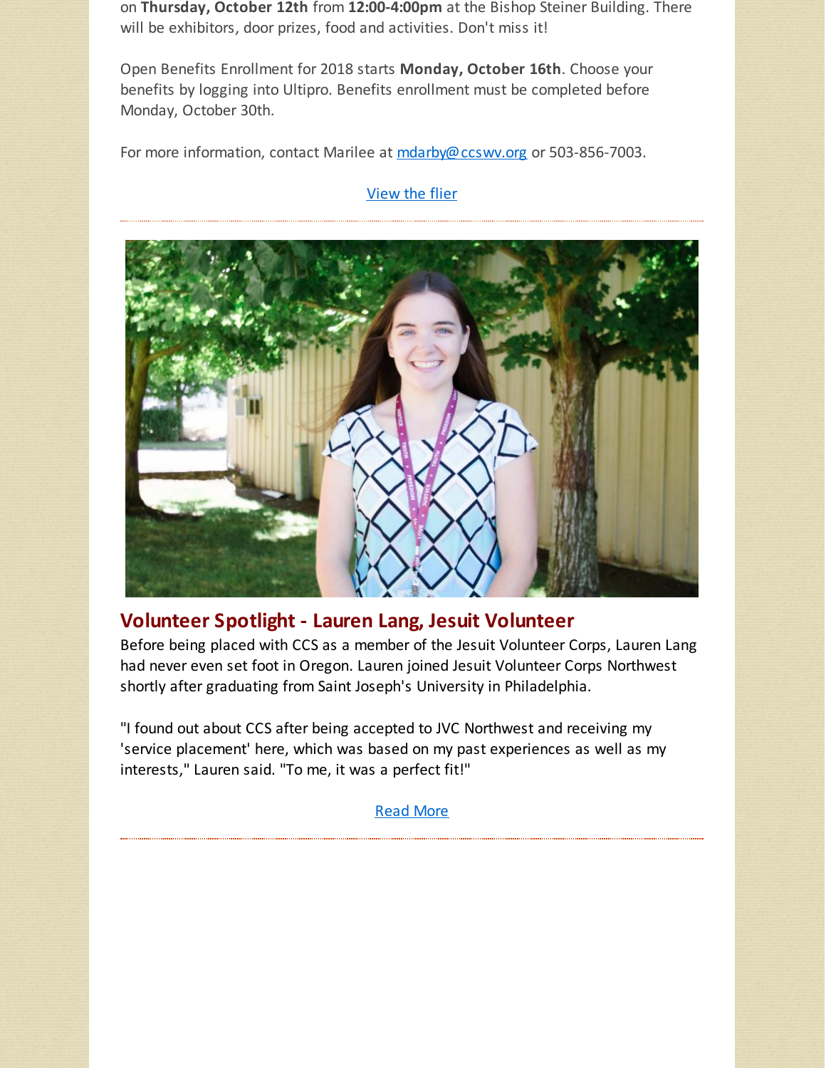on **Thursday, October 12th** from **12:00-4:00pm** at the Bishop Steiner Building. There will be exhibitors, door prizes, food and activities. Don't miss it!

Open Benefits Enrollment for 2018 starts **Monday, October 16th**. Choose your benefits by logging into Ultipro. Benefits enrollment must be completed before Monday, October 30th.

For more information, contact Marilee at mdarby@ccswv.org or 503-856-7003.

View the flier

---

## Volunteer Spotlight - Lauren Lang, Jesuit Volunteer

Before being placed with CCS as a member of the Jesuit Volunteer Corps, Lauren Lang had never even set foot in Oregon. Lauren joined Jesuit Volunteer Corps Northwest shortly after graduating from Saint Joseph's University in Philadelphia.

"I found out about CCS after being accepted to JVC Northwest and receiving my 'service placement' here, which was based on my past experiences as well as my interests," Lauren said. "To me, it was a perfect fit!"

Read More

---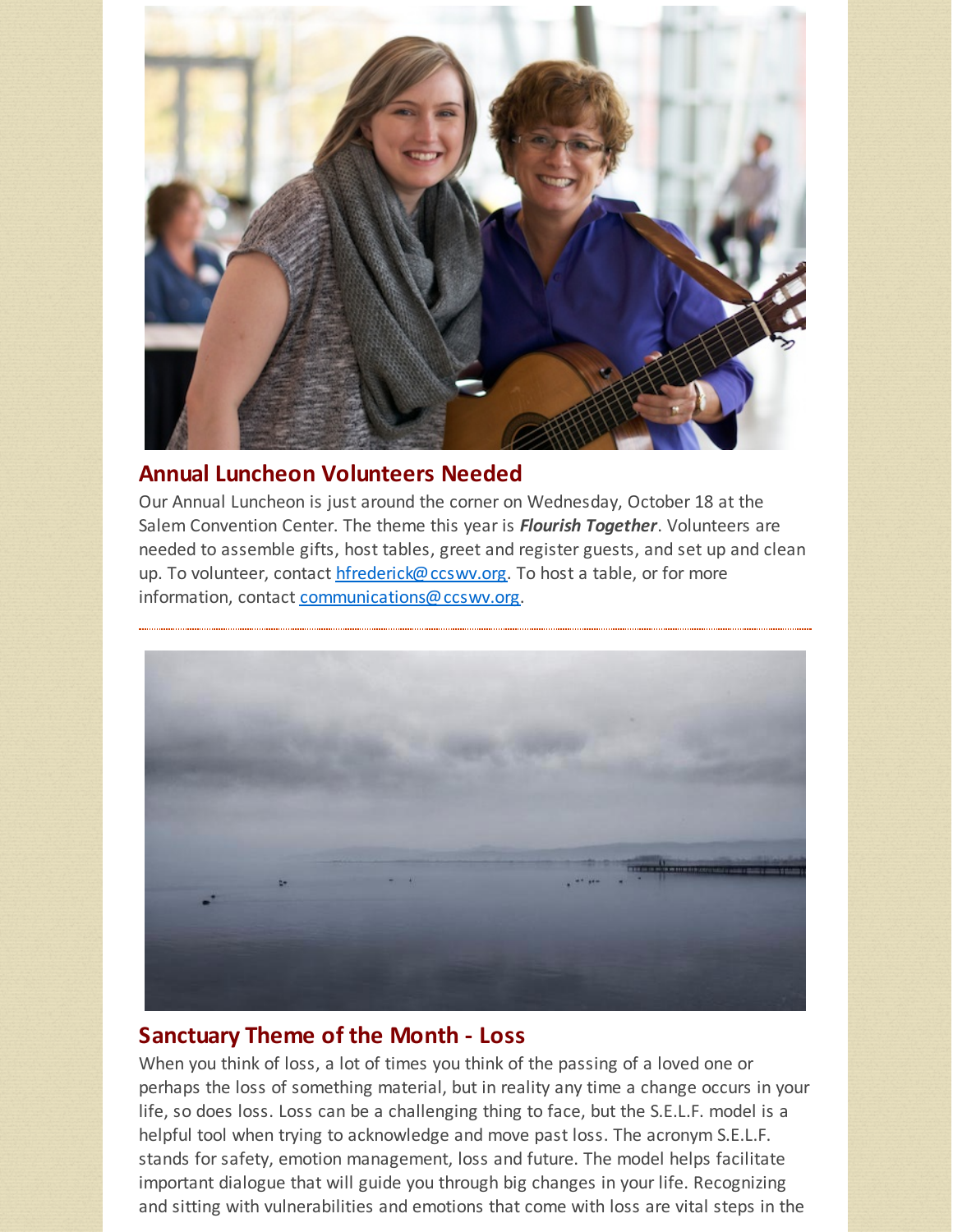## Annual Luncheon Volunteers Needed

Our Annual Luncheon is just around the corner on Wednesday, October 18 at the Salem Convention Center. The theme this year is ***Flourish Together***. Volunteers are needed to assemble gifts, host tables, greet and register guests, and set up and clean up. To volunteer, contact hfrederick@ccswv.org. To host a table, or for more information, contact communications@ccswv.org.

---

## Sanctuary Theme of the Month - Loss

When you think of loss, a lot of times you think of the passing of a loved one or perhaps the loss of something material, but in reality any time a change occurs in your life, so does loss. Loss can be a challenging thing to face, but the S.E.L.F. model is a helpful tool when trying to acknowledge and move past loss. The acronym S.E.L.F. stands for safety, emotion management, loss and future. The model helps facilitate important dialogue that will guide you through big changes in your life. Recognizing and sitting with vulnerabilities and emotions that come with loss are vital steps in the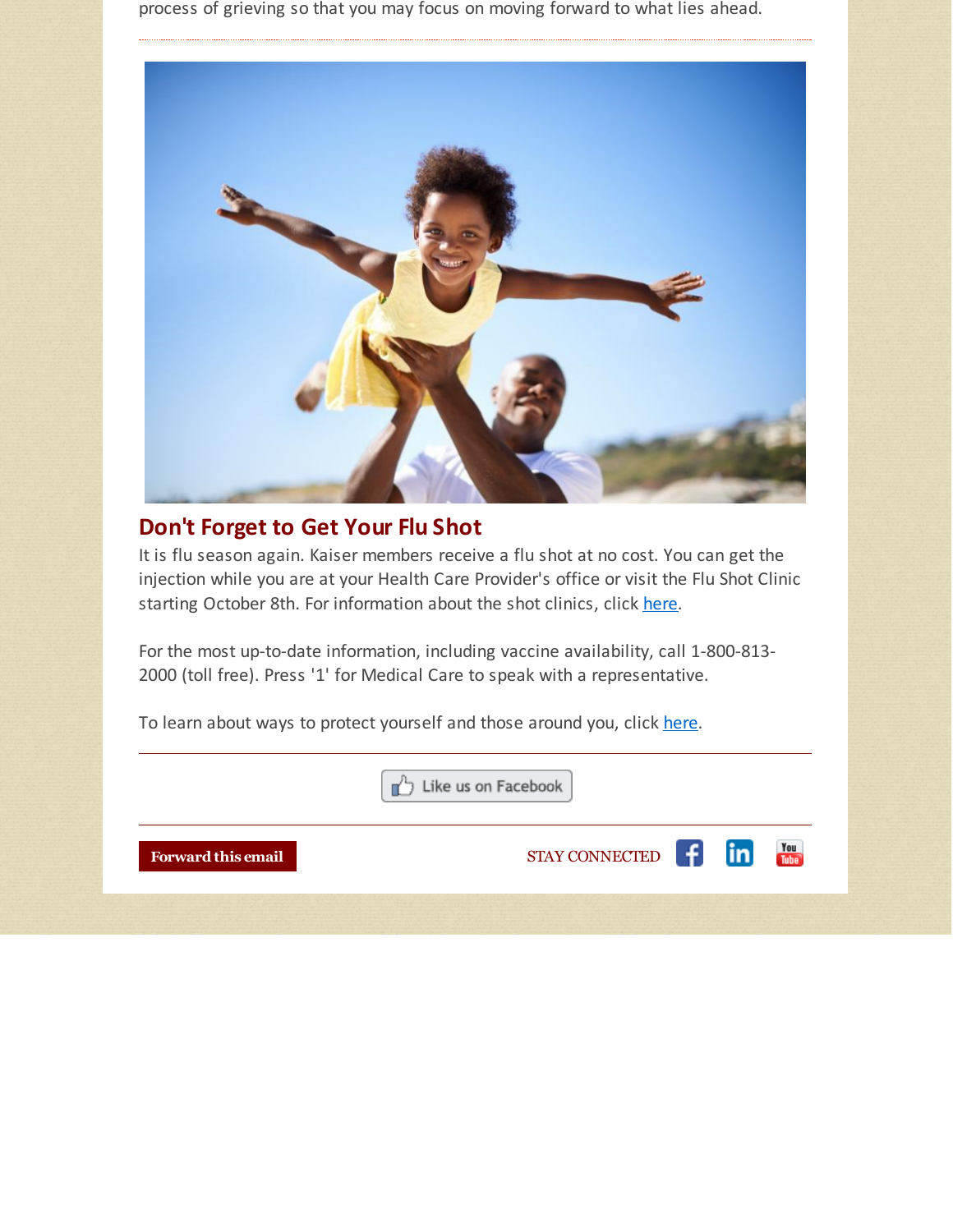process of grieving so that you may focus on moving forward to what lies ahead.

## Don't Forget to Get Your Flu Shot

It is flu season again. Kaiser members receive a flu shot at no cost. You can get the injection while you are at your Health Care Provider's office or visit the Flu Shot Clinic starting October 8th. For information about the shot clinics, click here.

For the most up-to-date information, including vaccine availability, call 1-800-813-2000 (toll free). Press '1' for Medical Care to speak with a representative.

To learn about ways to protect yourself and those around you, click here.

Like us on Facebook

**Forward this email**

STAY CONNECTED